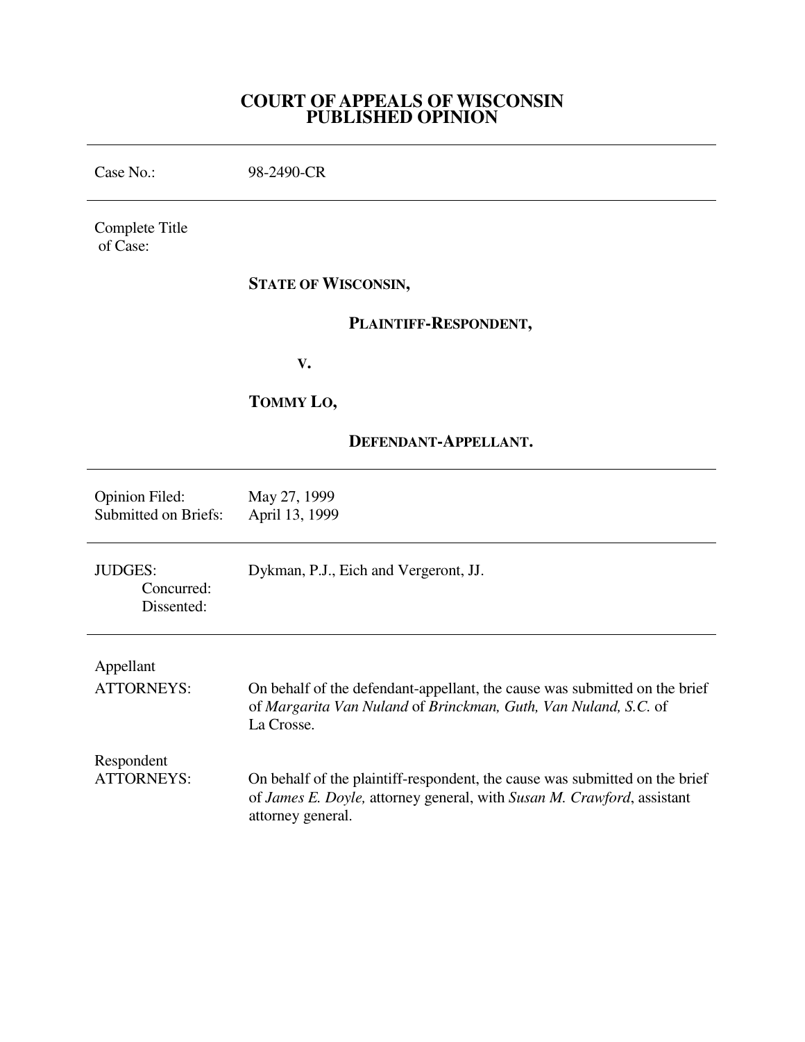# COURT OF APPEALS OF WISCONSIN
# PUBLISHED OPINION

---

| | |
|---|---|
| Case No.: | 98-2490-CR |

---

Complete Title of Case:

**STATE OF WISCONSIN,**

**PLAINTIFF-RESPONDENT,**

**V.**

**TOMMY LO,**

**DEFENDANT-APPELLANT.**

---

| | |
|---|---|
| Opinion Filed: | May 27, 1999 |
| Submitted on Briefs: | April 13, 1999 |

---

| | |
|---|---|
| JUDGES: | Dykman, P.J., Eich and Vergeront, JJ. |
| Concurred: | |
| Dissented: | |

---

| | |
|---|---|
| Appellant ATTORNEYS: | On behalf of the defendant-appellant, the cause was submitted on the brief of *Margarita Van Nuland* of *Brinckman, Guth, Van Nuland, S.C.* of La Crosse. |
| Respondent ATTORNEYS: | On behalf of the plaintiff-respondent, the cause was submitted on the brief of *James E. Doyle,* attorney general, with *Susan M. Crawford*, assistant attorney general. |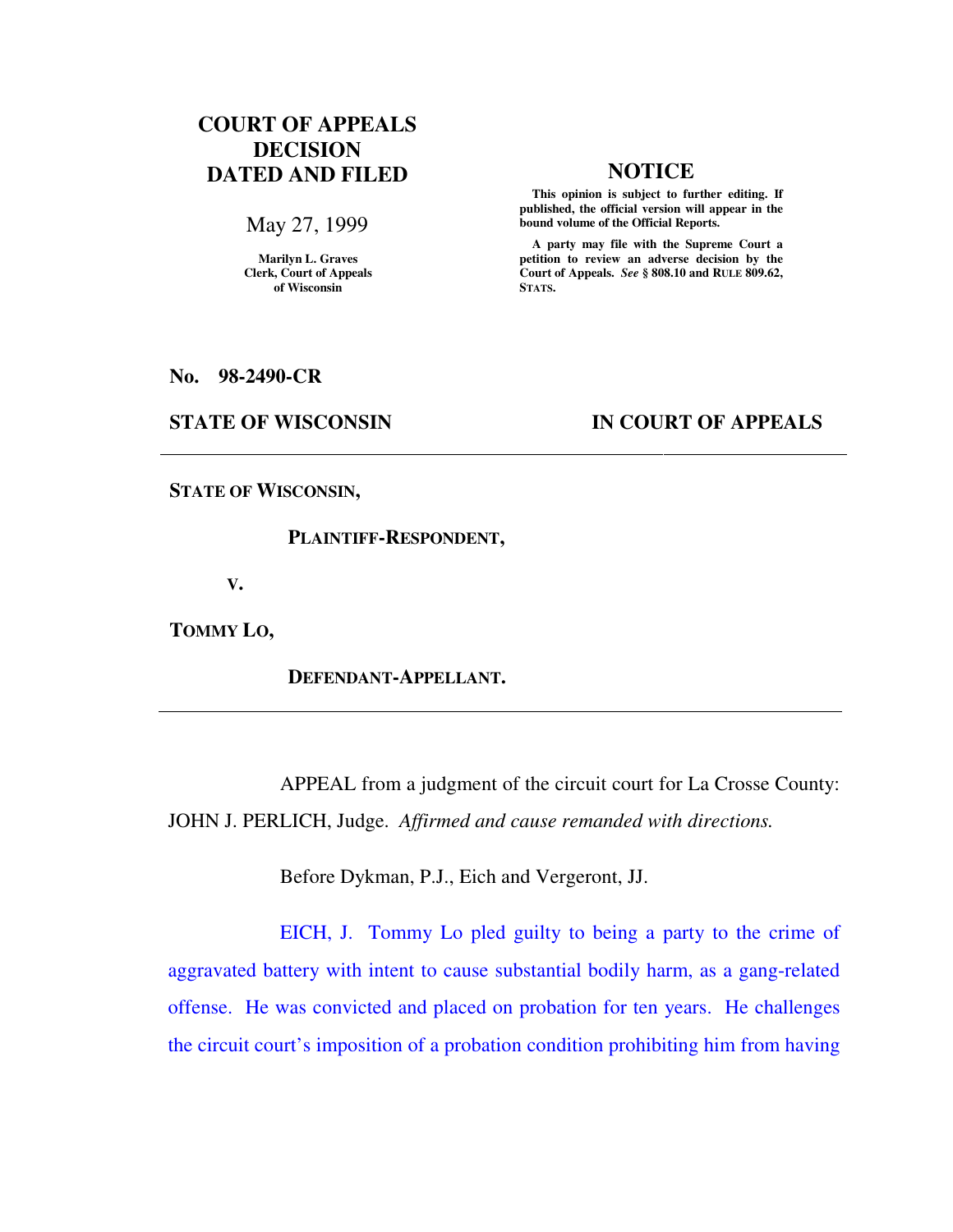**COURT OF APPEALS DECISION DATED AND FILED**

May 27, 1999

Marilyn L. Graves
Clerk, Court of Appeals
of Wisconsin

**NOTICE**

**This opinion is subject to further editing. If published, the official version will appear in the bound volume of the Official Reports.**

**A party may file with the Supreme Court a petition to review an adverse decision by the Court of Appeals. *See* § 808.10 and RULE 809.62, STATS.**

**No. 98-2490-CR**

**STATE OF WISCONSIN** **IN COURT OF APPEALS**

---

**STATE OF WISCONSIN,**

**PLAINTIFF-RESPONDENT,**

**V.**

**TOMMY LO,**

**DEFENDANT-APPELLANT.**

---

APPEAL from a judgment of the circuit court for La Crosse County: JOHN J. PERLICH, Judge. *Affirmed and cause remanded with directions.*

Before Dykman, P.J., Eich and Vergeront, JJ.

EICH, J. Tommy Lo pled guilty to being a party to the crime of aggravated battery with intent to cause substantial bodily harm, as a gang-related offense. He was convicted and placed on probation for ten years. He challenges the circuit court's imposition of a probation condition prohibiting him from having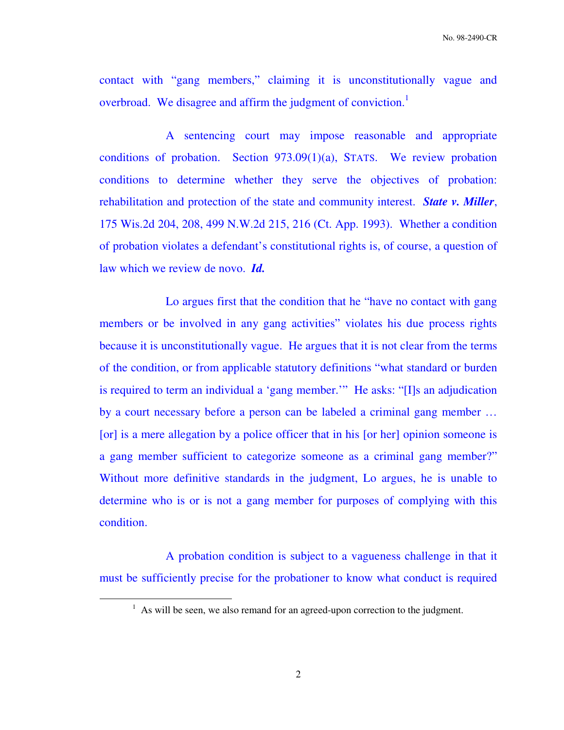contact with "gang members," claiming it is unconstitutionally vague and overbroad. We disagree and affirm the judgment of conviction.[1]

A sentencing court may impose reasonable and appropriate conditions of probation. Section 973.09(1)(a), STATS. We review probation conditions to determine whether they serve the objectives of probation: rehabilitation and protection of the state and community interest. ***State v. Miller***, 175 Wis.2d 204, 208, 499 N.W.2d 215, 216 (Ct. App. 1993). Whether a condition of probation violates a defendant's constitutional rights is, of course, a question of law which we review de novo. ***Id.***

Lo argues first that the condition that he "have no contact with gang members or be involved in any gang activities" violates his due process rights because it is unconstitutionally vague. He argues that it is not clear from the terms of the condition, or from applicable statutory definitions "what standard or burden is required to term an individual a 'gang member.'" He asks: "[I]s an adjudication by a court necessary before a person can be labeled a criminal gang member … [or] is a mere allegation by a police officer that in his [or her] opinion someone is a gang member sufficient to categorize someone as a criminal gang member?" Without more definitive standards in the judgment, Lo argues, he is unable to determine who is or is not a gang member for purposes of complying with this condition.

A probation condition is subject to a vagueness challenge in that it must be sufficiently precise for the probationer to know what conduct is required

---

[1] As will be seen, we also remand for an agreed-upon correction to the judgment.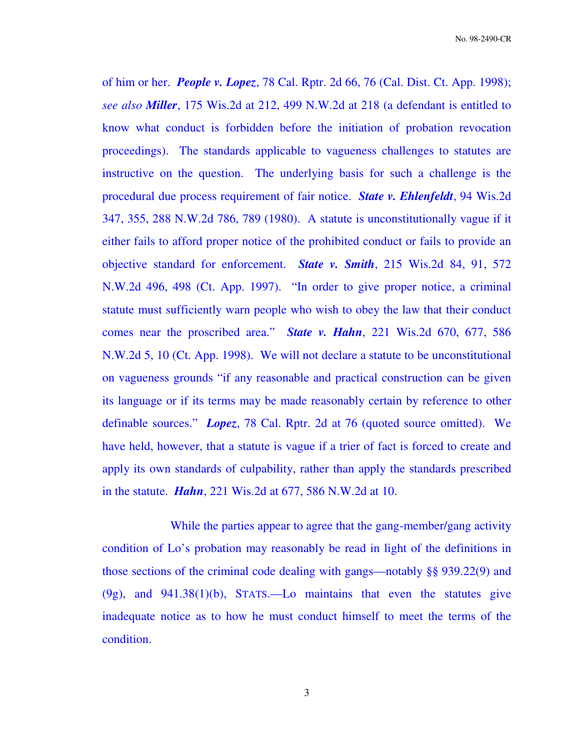of him or her. ***People v. Lopez***, 78 Cal. Rptr. 2d 66, 76 (Cal. Dist. Ct. App. 1998); *see also* ***Miller***, 175 Wis.2d at 212, 499 N.W.2d at 218 (a defendant is entitled to know what conduct is forbidden before the initiation of probation revocation proceedings). The standards applicable to vagueness challenges to statutes are instructive on the question. The underlying basis for such a challenge is the procedural due process requirement of fair notice. ***State v. Ehlenfeldt***, 94 Wis.2d 347, 355, 288 N.W.2d 786, 789 (1980). A statute is unconstitutionally vague if it either fails to afford proper notice of the prohibited conduct or fails to provide an objective standard for enforcement. ***State v. Smith***, 215 Wis.2d 84, 91, 572 N.W.2d 496, 498 (Ct. App. 1997). "In order to give proper notice, a criminal statute must sufficiently warn people who wish to obey the law that their conduct comes near the proscribed area." ***State v. Hahn***, 221 Wis.2d 670, 677, 586 N.W.2d 5, 10 (Ct. App. 1998). We will not declare a statute to be unconstitutional on vagueness grounds "if any reasonable and practical construction can be given its language or if its terms may be made reasonably certain by reference to other definable sources." ***Lopez***, 78 Cal. Rptr. 2d at 76 (quoted source omitted). We have held, however, that a statute is vague if a trier of fact is forced to create and apply its own standards of culpability, rather than apply the standards prescribed in the statute. ***Hahn***, 221 Wis.2d at 677, 586 N.W.2d at 10.

While the parties appear to agree that the gang-member/gang activity condition of Lo's probation may reasonably be read in light of the definitions in those sections of the criminal code dealing with gangs—notably §§ 939.22(9) and (9g), and 941.38(1)(b), STATS.—Lo maintains that even the statutes give inadequate notice as to how he must conduct himself to meet the terms of the condition.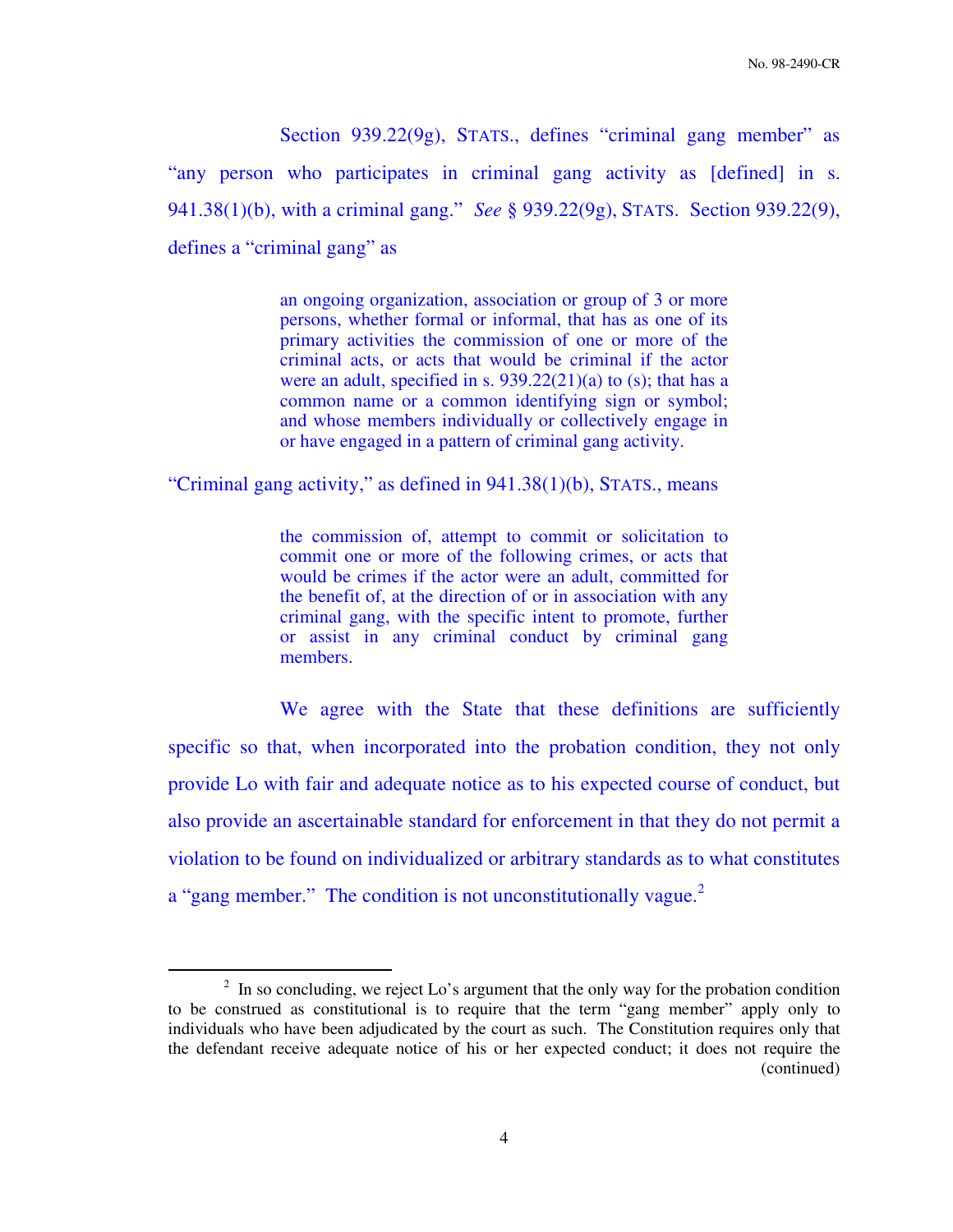Section 939.22(9g), STATS., defines "criminal gang member" as "any person who participates in criminal gang activity as [defined] in s. 941.38(1)(b), with a criminal gang." *See* § 939.22(9g), STATS. Section 939.22(9), defines a "criminal gang" as

> an ongoing organization, association or group of 3 or more persons, whether formal or informal, that has as one of its primary activities the commission of one or more of the criminal acts, or acts that would be criminal if the actor were an adult, specified in s. 939.22(21)(a) to (s); that has a common name or a common identifying sign or symbol; and whose members individually or collectively engage in or have engaged in a pattern of criminal gang activity.

"Criminal gang activity," as defined in 941.38(1)(b), STATS., means

> the commission of, attempt to commit or solicitation to commit one or more of the following crimes, or acts that would be crimes if the actor were an adult, committed for the benefit of, at the direction of or in association with any criminal gang, with the specific intent to promote, further or assist in any criminal conduct by criminal gang members.

We agree with the State that these definitions are sufficiently specific so that, when incorporated into the probation condition, they not only provide Lo with fair and adequate notice as to his expected course of conduct, but also provide an ascertainable standard for enforcement in that they do not permit a violation to be found on individualized or arbitrary standards as to what constitutes a "gang member." The condition is not unconstitutionally vague.[2]

---

[2] In so concluding, we reject Lo's argument that the only way for the probation condition to be construed as constitutional is to require that the term "gang member" apply only to individuals who have been adjudicated by the court as such. The Constitution requires only that the defendant receive adequate notice of his or her expected conduct; it does not require the (continued)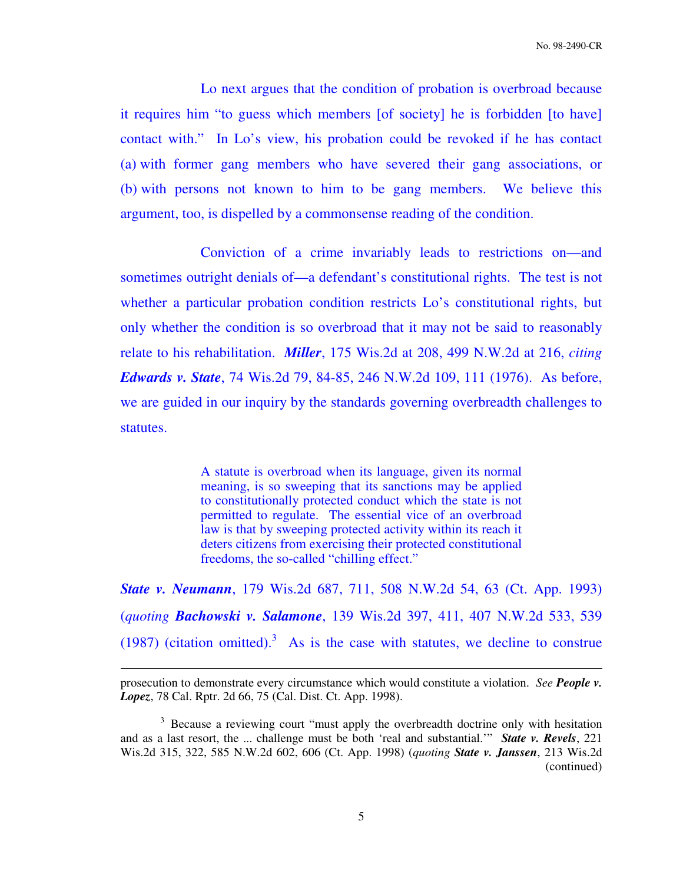Lo next argues that the condition of probation is overbroad because it requires him "to guess which members [of society] he is forbidden [to have] contact with." In Lo's view, his probation could be revoked if he has contact (a) with former gang members who have severed their gang associations, or (b) with persons not known to him to be gang members. We believe this argument, too, is dispelled by a commonsense reading of the condition.

Conviction of a crime invariably leads to restrictions on—and sometimes outright denials of—a defendant's constitutional rights. The test is not whether a particular probation condition restricts Lo's constitutional rights, but only whether the condition is so overbroad that it may not be said to reasonably relate to his rehabilitation. ***Miller***, 175 Wis.2d at 208, 499 N.W.2d at 216, *citing* ***Edwards v. State***, 74 Wis.2d 79, 84-85, 246 N.W.2d 109, 111 (1976). As before, we are guided in our inquiry by the standards governing overbreadth challenges to statutes.

> A statute is overbroad when its language, given its normal meaning, is so sweeping that its sanctions may be applied to constitutionally protected conduct which the state is not permitted to regulate. The essential vice of an overbroad law is that by sweeping protected activity within its reach it deters citizens from exercising their protected constitutional freedoms, the so-called "chilling effect."

***State v. Neumann***, 179 Wis.2d 687, 711, 508 N.W.2d 54, 63 (Ct. App. 1993) (*quoting* ***Bachowski v. Salamone***, 139 Wis.2d 397, 411, 407 N.W.2d 533, 539 (1987) (citation omitted).[3] As is the case with statutes, we decline to construe

---

prosecution to demonstrate every circumstance which would constitute a violation. *See* ***People v. Lopez***, 78 Cal. Rptr. 2d 66, 75 (Cal. Dist. Ct. App. 1998).

[3] Because a reviewing court "must apply the overbreadth doctrine only with hesitation and as a last resort, the ... challenge must be both 'real and substantial.'" ***State v. Revels***, 221 Wis.2d 315, 322, 585 N.W.2d 602, 606 (Ct. App. 1998) (*quoting* ***State v. Janssen***, 213 Wis.2d (continued)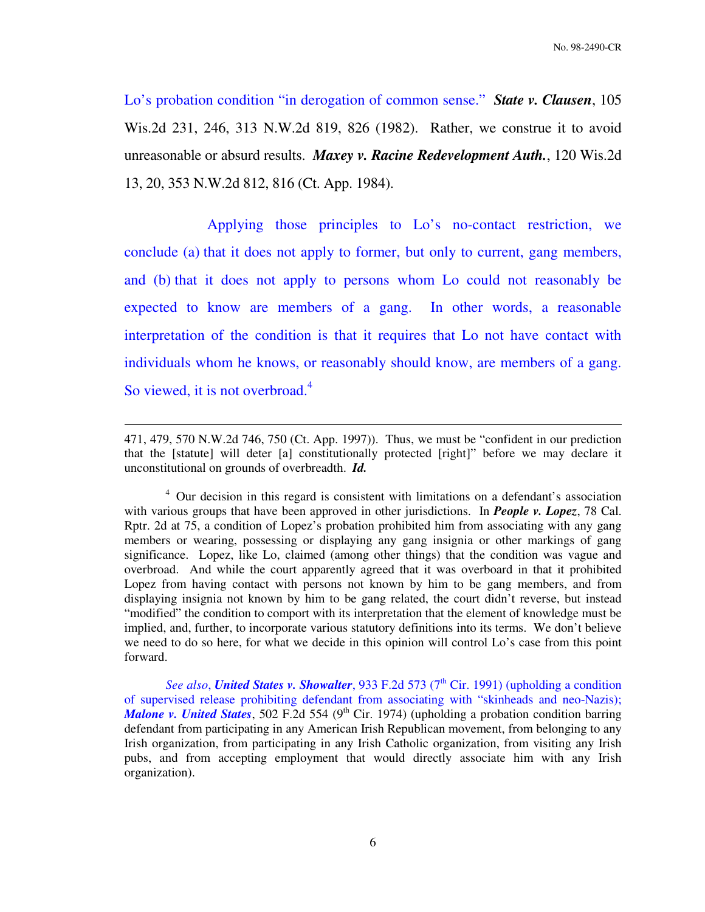Lo's probation condition "in derogation of common sense." ***State v. Clausen***, 105 Wis.2d 231, 246, 313 N.W.2d 819, 826 (1982). Rather, we construe it to avoid unreasonable or absurd results. ***Maxey v. Racine Redevelopment Auth.***, 120 Wis.2d 13, 20, 353 N.W.2d 812, 816 (Ct. App. 1984).

Applying those principles to Lo's no-contact restriction, we conclude (a) that it does not apply to former, but only to current, gang members, and (b) that it does not apply to persons whom Lo could not reasonably be expected to know are members of a gang. In other words, a reasonable interpretation of the condition is that it requires that Lo not have contact with individuals whom he knows, or reasonably should know, are members of a gang. So viewed, it is not overbroad.[4]

---

471, 479, 570 N.W.2d 746, 750 (Ct. App. 1997)). Thus, we must be "confident in our prediction that the [statute] will deter [a] constitutionally protected [right]" before we may declare it unconstitutional on grounds of overbreadth. ***Id.***

[4] Our decision in this regard is consistent with limitations on a defendant's association with various groups that have been approved in other jurisdictions. In ***People v. Lopez***, 78 Cal. Rptr. 2d at 75, a condition of Lopez's probation prohibited him from associating with any gang members or wearing, possessing or displaying any gang insignia or other markings of gang significance. Lopez, like Lo, claimed (among other things) that the condition was vague and overbroad. And while the court apparently agreed that it was overboard in that it prohibited Lopez from having contact with persons not known by him to be gang members, and from displaying insignia not known by him to be gang related, the court didn't reverse, but instead "modified" the condition to comport with its interpretation that the element of knowledge must be implied, and, further, to incorporate various statutory definitions into its terms. We don't believe we need to do so here, for what we decide in this opinion will control Lo's case from this point forward.

*See also*, ***United States v. Showalter***, 933 F.2d 573 (7th Cir. 1991) (upholding a condition of supervised release prohibiting defendant from associating with "skinheads and neo-Nazis); ***Malone v. United States***, 502 F.2d 554 (9th Cir. 1974) (upholding a probation condition barring defendant from participating in any American Irish Republican movement, from belonging to any Irish organization, from participating in any Irish Catholic organization, from visiting any Irish pubs, and from accepting employment that would directly associate him with any Irish organization).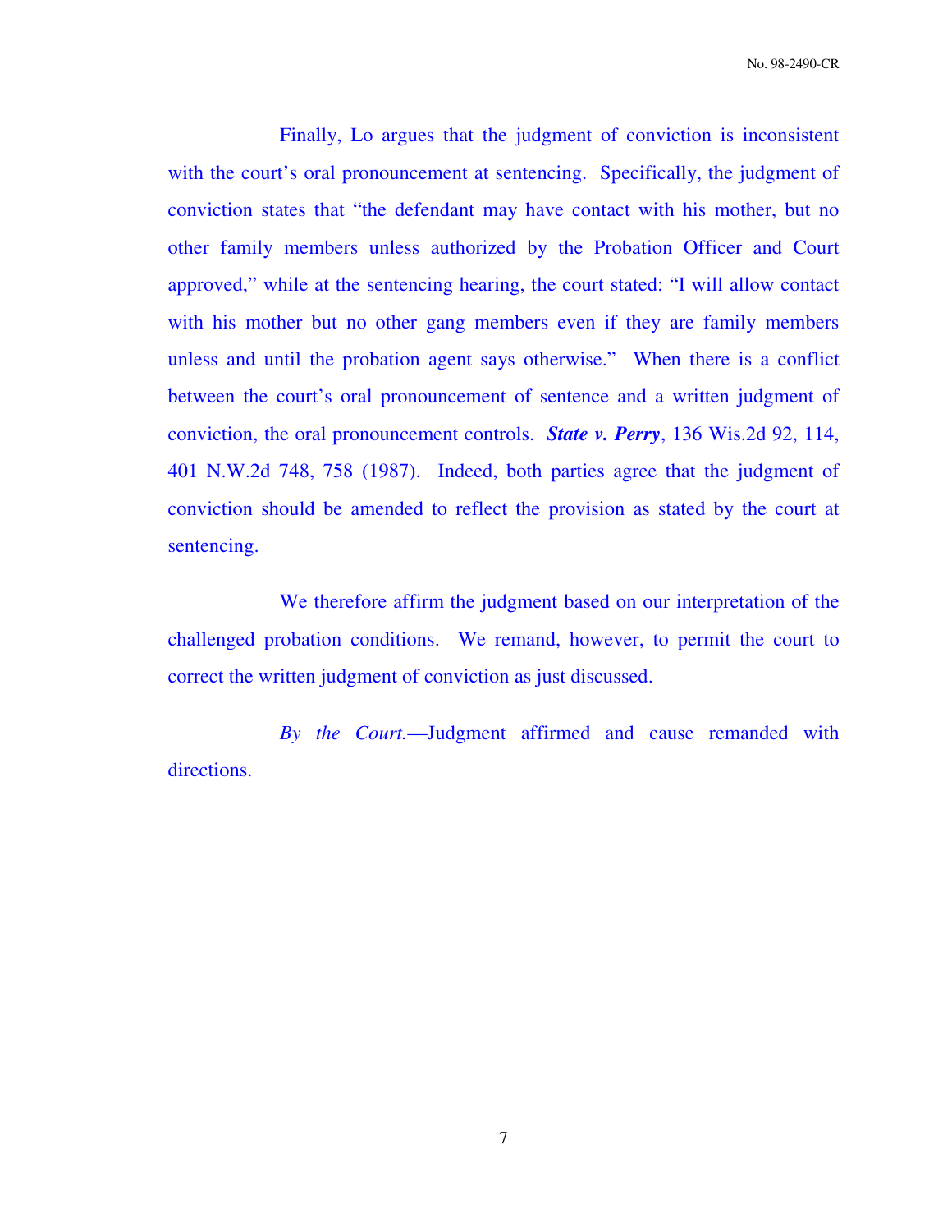Finally, Lo argues that the judgment of conviction is inconsistent with the court's oral pronouncement at sentencing. Specifically, the judgment of conviction states that "the defendant may have contact with his mother, but no other family members unless authorized by the Probation Officer and Court approved," while at the sentencing hearing, the court stated: "I will allow contact with his mother but no other gang members even if they are family members unless and until the probation agent says otherwise." When there is a conflict between the court's oral pronouncement of sentence and a written judgment of conviction, the oral pronouncement controls. ***State v. Perry***, 136 Wis.2d 92, 114, 401 N.W.2d 748, 758 (1987). Indeed, both parties agree that the judgment of conviction should be amended to reflect the provision as stated by the court at sentencing.

We therefore affirm the judgment based on our interpretation of the challenged probation conditions. We remand, however, to permit the court to correct the written judgment of conviction as just discussed.

*By the Court.*—Judgment affirmed and cause remanded with directions.